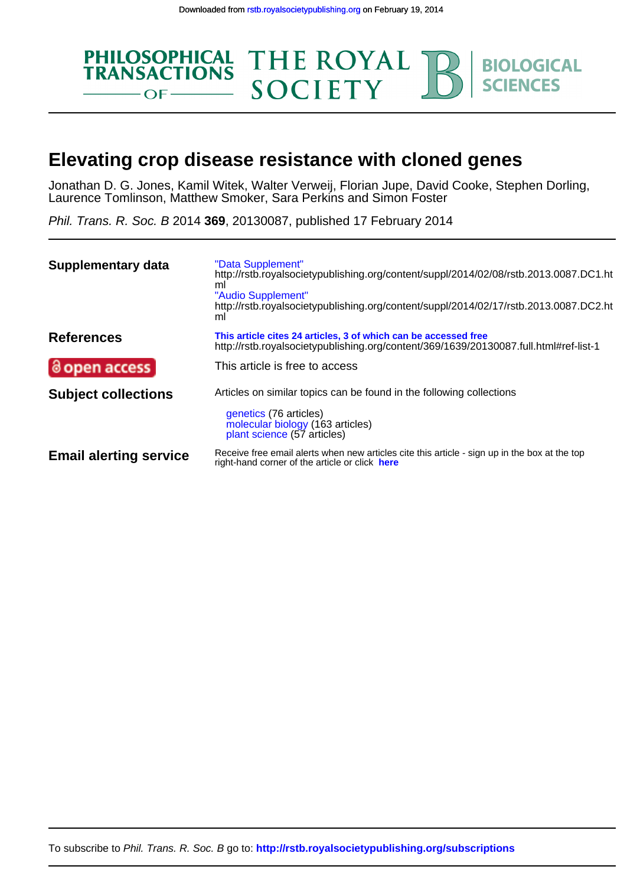Downloaded from rstb.royalsocietypublishing.org on February 19, 2014

PHILOSOPHICAL TRANSACTIONS OF THE ROYAL SOCIETY B BIOLOGICAL SCIENCES

# Elevating crop disease resistance with cloned genes

Jonathan D. G. Jones, Kamil Witek, Walter Verweij, Florian Jupe, David Cooke, Stephen Dorling, Laurence Tomlinson, Matthew Smoker, Sara Perkins and Simon Foster

*Phil. Trans. R. Soc. B* 2014 **369**, 20130087, published 17 February 2014

**Supplementary data**
"Data Supplement"
http://rstb.royalsocietypublishing.org/content/suppl/2014/02/08/rstb.2013.0087.DC1.html
"Audio Supplement"
http://rstb.royalsocietypublishing.org/content/suppl/2014/02/17/rstb.2013.0087.DC2.html

**References**
**This article cites 24 articles, 3 of which can be accessed free**
http://rstb.royalsocietypublishing.org/content/369/1639/20130087.full.html#ref-list-1

**open access**
This article is free to access

**Subject collections**
Articles on similar topics can be found in the following collections

genetics (76 articles)
molecular biology (163 articles)
plant science (57 articles)

**Email alerting service**
Receive free email alerts when new articles cite this article - sign up in the box at the top right-hand corner of the article or click **here**

To subscribe to *Phil. Trans. R. Soc. B* go to: **http://rstb.royalsocietypublishing.org/subscriptions**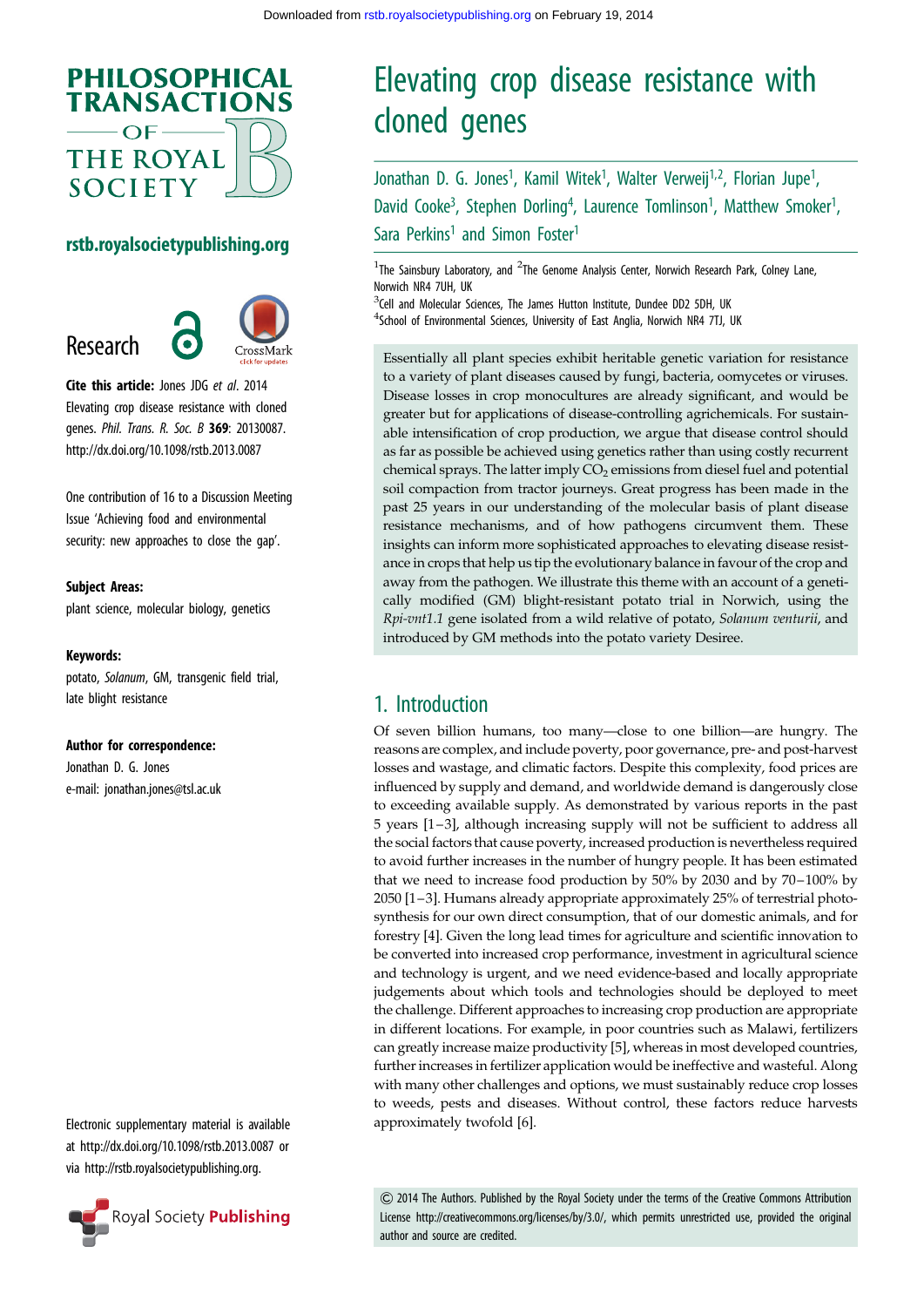# Elevating crop disease resistance with cloned genes

Jonathan D. G. Jones[1], Kamil Witek[1], Walter Verweij[1,2], Florian Jupe[1], David Cooke[3], Stephen Dorling[4], Laurence Tomlinson[1], Matthew Smoker[1], Sara Perkins[1] and Simon Foster[1]

[1]The Sainsbury Laboratory, and [2]The Genome Analysis Center, Norwich Research Park, Colney Lane, Norwich NR4 7UH, UK

[3]Cell and Molecular Sciences, The James Hutton Institute, Dundee DD2 5DH, UK

[4]School of Environmental Sciences, University of East Anglia, Norwich NR4 7TJ, UK

**Research**

**Cite this article:** Jones JDG *et al*. 2014 Elevating crop disease resistance with cloned genes. *Phil. Trans. R. Soc. B* **369**: 20130087. http://dx.doi.org/10.1098/rstb.2013.0087

One contribution of 16 to a Discussion Meeting Issue 'Achieving food and environmental security: new approaches to close the gap'.

**Subject Areas:**
plant science, molecular biology, genetics

**Keywords:**
potato, *Solanum*, GM, transgenic field trial, late blight resistance

**Author for correspondence:**
Jonathan D. G. Jones
e-mail: jonathan.jones@tsl.ac.uk

Electronic supplementary material is available at http://dx.doi.org/10.1098/rstb.2013.0087 or via http://rstb.royalsocietypublishing.org.

Essentially all plant species exhibit heritable genetic variation for resistance to a variety of plant diseases caused by fungi, bacteria, oomycetes or viruses. Disease losses in crop monocultures are already significant, and would be greater but for applications of disease-controlling agrichemicals. For sustainable intensification of crop production, we argue that disease control should as far as possible be achieved using genetics rather than using costly recurrent chemical sprays. The latter imply $CO_2$ emissions from diesel fuel and potential soil compaction from tractor journeys. Great progress has been made in the past 25 years in our understanding of the molecular basis of plant disease resistance mechanisms, and of how pathogens circumvent them. These insights can inform more sophisticated approaches to elevating disease resistance in crops that help us tip the evolutionary balance in favour of the crop and away from the pathogen. We illustrate this theme with an account of a genetically modified (GM) blight-resistant potato trial in Norwich, using the *Rpi-vnt1.1* gene isolated from a wild relative of potato, *Solanum venturii*, and introduced by GM methods into the potato variety Desiree.

## 1. Introduction

Of seven billion humans, too many—close to one billion—are hungry. The reasons are complex, and include poverty, poor governance, pre- and post-harvest losses and wastage, and climatic factors. Despite this complexity, food prices are influenced by supply and demand, and worldwide demand is dangerously close to exceeding available supply. As demonstrated by various reports in the past 5 years [1–3], although increasing supply will not be sufficient to address all the social factors that cause poverty, increased production is nevertheless required to avoid further increases in the number of hungry people. It has been estimated that we need to increase food production by 50% by 2030 and by 70–100% by 2050 [1–3]. Humans already appropriate approximately 25% of terrestrial photosynthesis for our own direct consumption, that of our domestic animals, and for forestry [4]. Given the long lead times for agriculture and scientific innovation to be converted into increased crop performance, investment in agricultural science and technology is urgent, and we need evidence-based and locally appropriate judgements about which tools and technologies should be deployed to meet the challenge. Different approaches to increasing crop production are appropriate in different locations. For example, in poor countries such as Malawi, fertilizers can greatly increase maize productivity [5], whereas in most developed countries, further increases in fertilizer application would be ineffective and wasteful. Along with many other challenges and options, we must sustainably reduce crop losses to weeds, pests and diseases. Without control, these factors reduce harvests approximately twofold [6].

© 2014 The Authors. Published by the Royal Society under the terms of the Creative Commons Attribution License http://creativecommons.org/licenses/by/3.0/, which permits unrestricted use, provided the original author and source are credited.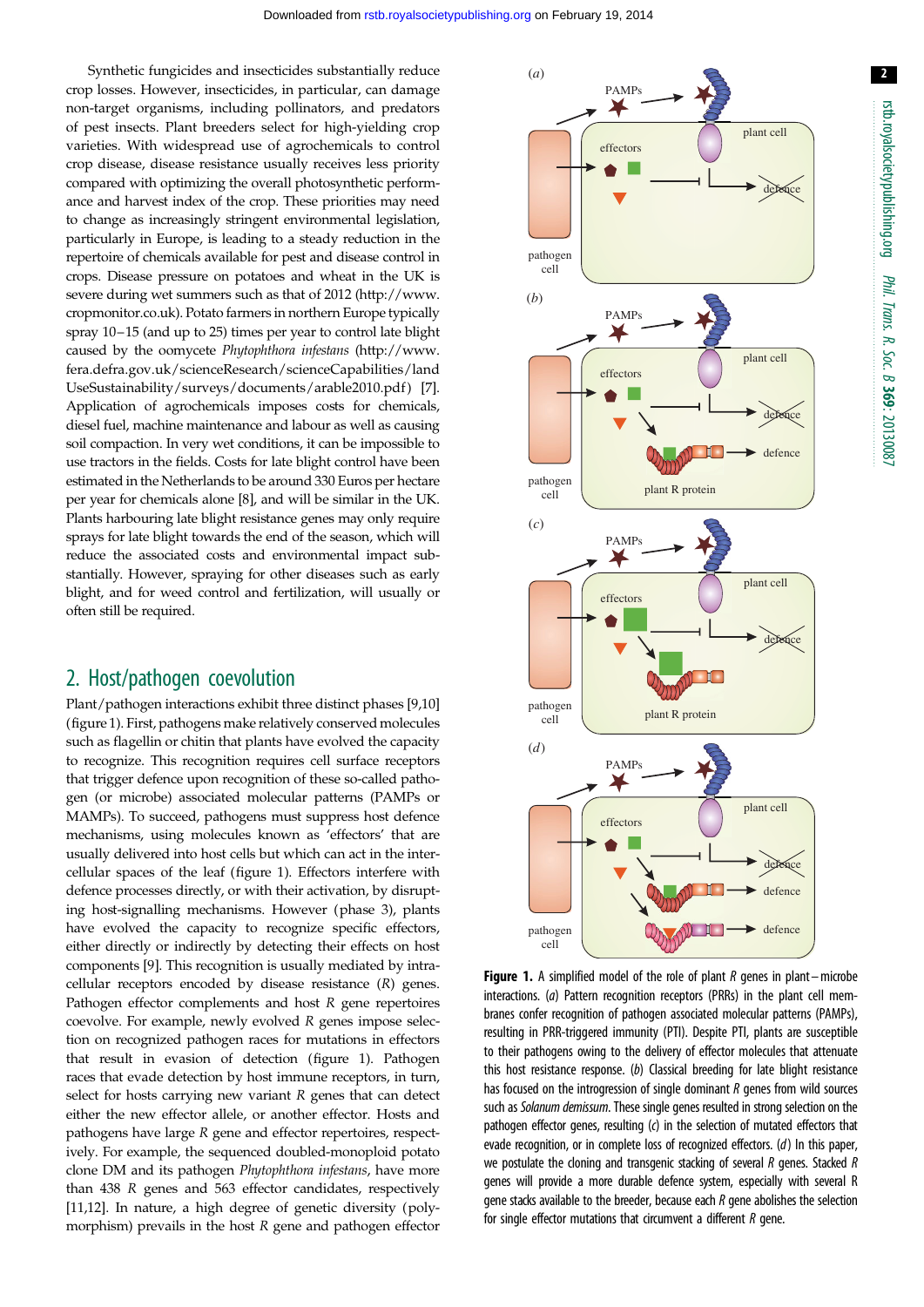Synthetic fungicides and insecticides substantially reduce crop losses. However, insecticides, in particular, can damage non-target organisms, including pollinators, and predators of pest insects. Plant breeders select for high-yielding crop varieties. With widespread use of agrochemicals to control crop disease, disease resistance usually receives less priority compared with optimizing the overall photosynthetic performance and harvest index of the crop. These priorities may need to change as increasingly stringent environmental legislation, particularly in Europe, is leading to a steady reduction in the repertoire of chemicals available for pest and disease control in crops. Disease pressure on potatoes and wheat in the UK is severe during wet summers such as that of 2012 (http://www.cropmonitor.co.uk). Potato farmers in northern Europe typically spray 10–15 (and up to 25) times per year to control late blight caused by the oomycete *Phytophthora infestans* (http://www.fera.defra.gov.uk/scienceResearch/scienceCapabilities/landUseSustainability/surveys/documents/arable2010.pdf) [7]. Application of agrochemicals imposes costs for chemicals, diesel fuel, machine maintenance and labour as well as causing soil compaction. In very wet conditions, it can be impossible to use tractors in the fields. Costs for late blight control have been estimated in the Netherlands to be around 330 Euros per hectare per year for chemicals alone [8], and will be similar in the UK. Plants harbouring late blight resistance genes may only require sprays for late blight towards the end of the season, which will reduce the associated costs and environmental impact substantially. However, spraying for other diseases such as early blight, and for weed control and fertilization, will usually or often still be required.

## 2. Host/pathogen coevolution

Plant/pathogen interactions exhibit three distinct phases [9,10] (figure 1). First, pathogens make relatively conserved molecules such as flagellin or chitin that plants have evolved the capacity to recognize. This recognition requires cell surface receptors that trigger defence upon recognition of these so-called pathogen (or microbe) associated molecular patterns (PAMPs or MAMPs). To succeed, pathogens must suppress host defence mechanisms, using molecules known as 'effectors' that are usually delivered into host cells but which can act in the intercellular spaces of the leaf (figure 1). Effectors interfere with defence processes directly, or with their activation, by disrupting host-signalling mechanisms. However (phase 3), plants have evolved the capacity to recognize specific effectors, either directly or indirectly by detecting their effects on host components [9]. This recognition is usually mediated by intracellular receptors encoded by disease resistance (*R*) genes. Pathogen effector complements and host *R* gene repertoires coevolve. For example, newly evolved *R* genes impose selection on recognized pathogen races for mutations in effectors that result in evasion of detection (figure 1). Pathogen races that evade detection by host immune receptors, in turn, select for hosts carrying new variant *R* genes that can detect either the new effector allele, or another effector. Hosts and pathogens have large *R* gene and effector repertoires, respectively. For example, the sequenced doubled-monoploid potato clone DM and its pathogen *Phytophthora infestans*, have more than 438 *R* genes and 563 effector candidates, respectively [11,12]. In nature, a high degree of genetic diversity (polymorphism) prevails in the host *R* gene and pathogen effector

**Figure 1.** A simplified model of the role of plant *R* genes in plant–microbe interactions. (*a*) Pattern recognition receptors (PRRs) in the plant cell membranes confer recognition of pathogen associated molecular patterns (PAMPs), resulting in PRR-triggered immunity (PTI). Despite PTI, plants are susceptible to their pathogens owing to the delivery of effector molecules that attenuate this host resistance response. (*b*) Classical breeding for late blight resistance has focused on the introgression of single dominant *R* genes from wild sources such as *Solanum demissum*. These single genes resulted in strong selection on the pathogen effector genes, resulting (*c*) in the selection of mutated effectors that evade recognition, or in complete loss of recognized effectors. (*d*) In this paper, we postulate the cloning and transgenic stacking of several *R* genes. Stacked *R* genes will provide a more durable defence system, especially with several R gene stacks available to the breeder, because each *R* gene abolishes the selection for single effector mutations that circumvent a different *R* gene.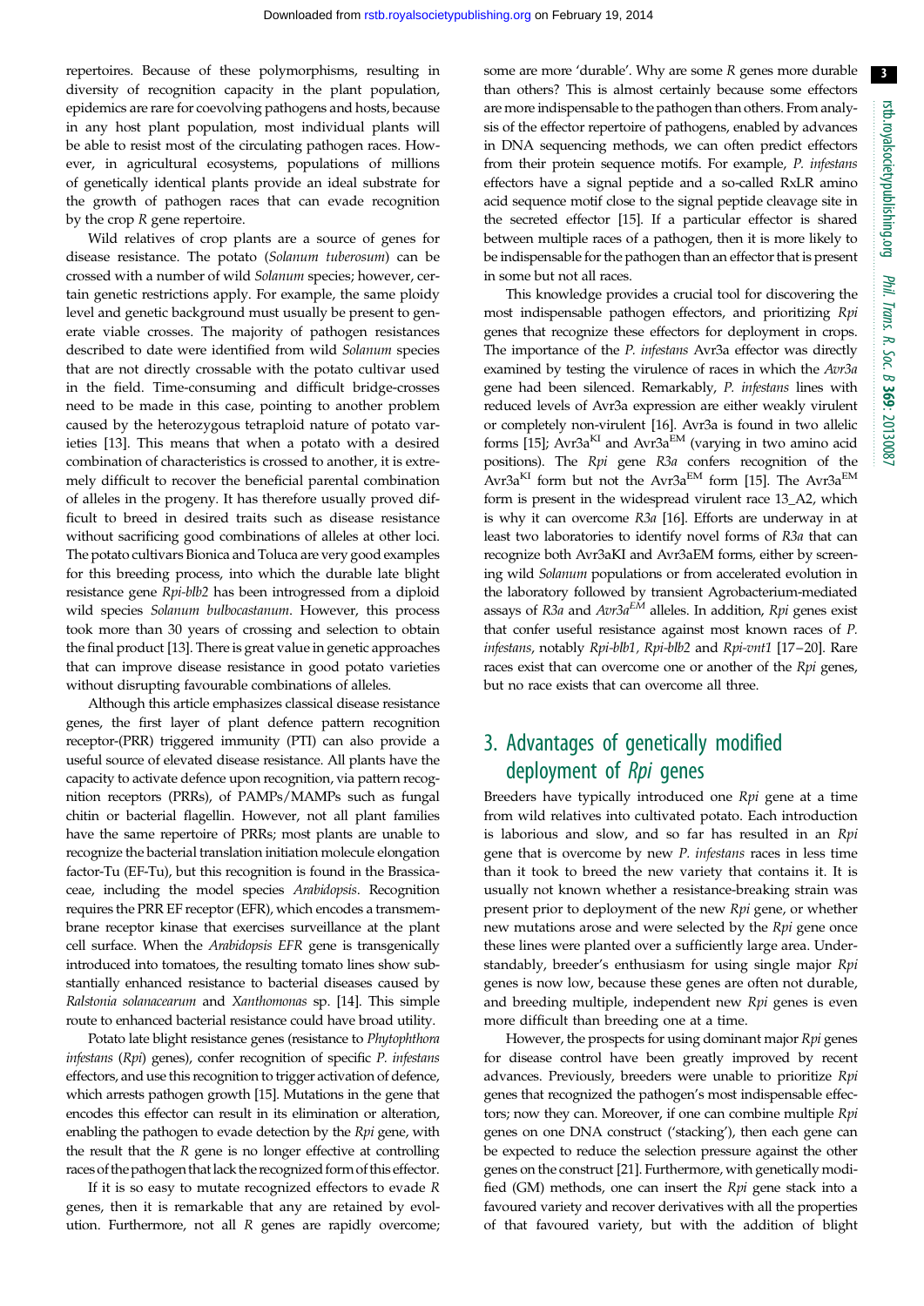repertoires. Because of these polymorphisms, resulting in diversity of recognition capacity in the plant population, epidemics are rare for coevolving pathogens and hosts, because in any host plant population, most individual plants will be able to resist most of the circulating pathogen races. However, in agricultural ecosystems, populations of millions of genetically identical plants provide an ideal substrate for the growth of pathogen races that can evade recognition by the crop *R* gene repertoire.

Wild relatives of crop plants are a source of genes for disease resistance. The potato (*Solanum tuberosum*) can be crossed with a number of wild *Solanum* species; however, certain genetic restrictions apply. For example, the same ploidy level and genetic background must usually be present to generate viable crosses. The majority of pathogen resistances described to date were identified from wild *Solanum* species that are not directly crossable with the potato cultivar used in the field. Time-consuming and difficult bridge-crosses need to be made in this case, pointing to another problem caused by the heterozygous tetraploid nature of potato varieties [13]. This means that when a potato with a desired combination of characteristics is crossed to another, it is extremely difficult to recover the beneficial parental combination of alleles in the progeny. It has therefore usually proved difficult to breed in desired traits such as disease resistance without sacrificing good combinations of alleles at other loci. The potato cultivars Bionica and Toluca are very good examples for this breeding process, into which the durable late blight resistance gene *Rpi-blb2* has been introgressed from a diploid wild species *Solanum bulbocastanum*. However, this process took more than 30 years of crossing and selection to obtain the final product [13]. There is great value in genetic approaches that can improve disease resistance in good potato varieties without disrupting favourable combinations of alleles.

Although this article emphasizes classical disease resistance genes, the first layer of plant defence pattern recognition receptor-(PRR) triggered immunity (PTI) can also provide a useful source of elevated disease resistance. All plants have the capacity to activate defence upon recognition, via pattern recognition receptors (PRRs), of PAMPs/MAMPs such as fungal chitin or bacterial flagellin. However, not all plant families have the same repertoire of PRRs; most plants are unable to recognize the bacterial translation initiation molecule elongation factor-Tu (EF-Tu), but this recognition is found in the Brassicaceae, including the model species *Arabidopsis*. Recognition requires the PRR EF receptor (EFR), which encodes a transmembrane receptor kinase that exercises surveillance at the plant cell surface. When the *Arabidopsis EFR* gene is transgenically introduced into tomatoes, the resulting tomato lines show substantially enhanced resistance to bacterial diseases caused by *Ralstonia solanacearum* and *Xanthomonas* sp. [14]. This simple route to enhanced bacterial resistance could have broad utility.

Potato late blight resistance genes (resistance to *Phytophthora infestans* (*Rpi*) genes), confer recognition of specific *P. infestans* effectors, and use this recognition to trigger activation of defence, which arrests pathogen growth [15]. Mutations in the gene that encodes this effector can result in its elimination or alteration, enabling the pathogen to evade detection by the *Rpi* gene, with the result that the *R* gene is no longer effective at controlling races of the pathogen that lack the recognized form of this effector.

If it is so easy to mutate recognized effectors to evade *R* genes, then it is remarkable that any are retained by evolution. Furthermore, not all *R* genes are rapidly overcome; some are more 'durable'. Why are some *R* genes more durable than others? This is almost certainly because some effectors are more indispensable to the pathogen than others. From analysis of the effector repertoire of pathogens, enabled by advances in DNA sequencing methods, we can often predict effectors from their protein sequence motifs. For example, *P. infestans* effectors have a signal peptide and a so-called RxLR amino acid sequence motif close to the signal peptide cleavage site in the secreted effector [15]. If a particular effector is shared between multiple races of a pathogen, then it is more likely to be indispensable for the pathogen than an effector that is present in some but not all races.

This knowledge provides a crucial tool for discovering the most indispensable pathogen effectors, and prioritizing *Rpi* genes that recognize these effectors for deployment in crops. The importance of the *P. infestans* Avr3a effector was directly examined by testing the virulence of races in which the *Avr3a* gene had been silenced. Remarkably, *P. infestans* lines with reduced levels of Avr3a expression are either weakly virulent or completely non-virulent [16]. Avr3a is found in two allelic forms [15]; Avr3a$^{KI}$ and Avr3a$^{EM}$ (varying in two amino acid positions). The *Rpi* gene *R3a* confers recognition of the Avr3a$^{KI}$ form but not the Avr3a$^{EM}$ form [15]. The Avr3a$^{EM}$ form is present in the widespread virulent race 13_A2, which is why it can overcome *R3a* [16]. Efforts are underway in at least two laboratories to identify novel forms of *R3a* that can recognize both Avr3aKI and Avr3aEM forms, either by screening wild *Solanum* populations or from accelerated evolution in the laboratory followed by transient Agrobacterium-mediated assays of *R3a* and *Avr3a$^{EM}$* alleles. In addition, *Rpi* genes exist that confer useful resistance against most known races of *P. infestans*, notably *Rpi-blb1*, *Rpi-blb2* and *Rpi-vnt1* [17–20]. Rare races exist that can overcome one or another of the *Rpi* genes, but no race exists that can overcome all three.

## 3. Advantages of genetically modified deployment of *Rpi* genes

Breeders have typically introduced one *Rpi* gene at a time from wild relatives into cultivated potato. Each introduction is laborious and slow, and so far has resulted in an *Rpi* gene that is overcome by new *P. infestans* races in less time than it took to breed the new variety that contains it. It is usually not known whether a resistance-breaking strain was present prior to deployment of the new *Rpi* gene, or whether new mutations arose and were selected by the *Rpi* gene once these lines were planted over a sufficiently large area. Understandably, breeder's enthusiasm for using single major *Rpi* genes is now low, because these genes are often not durable, and breeding multiple, independent new *Rpi* genes is even more difficult than breeding one at a time.

However, the prospects for using dominant major *Rpi* genes for disease control have been greatly improved by recent advances. Previously, breeders were unable to prioritize *Rpi* genes that recognized the pathogen's most indispensable effectors; now they can. Moreover, if one can combine multiple *Rpi* genes on one DNA construct ('stacking'), then each gene can be expected to reduce the selection pressure against the other genes on the construct [21]. Furthermore, with genetically modified (GM) methods, one can insert the *Rpi* gene stack into a favoured variety and recover derivatives with all the properties of that favoured variety, but with the addition of blight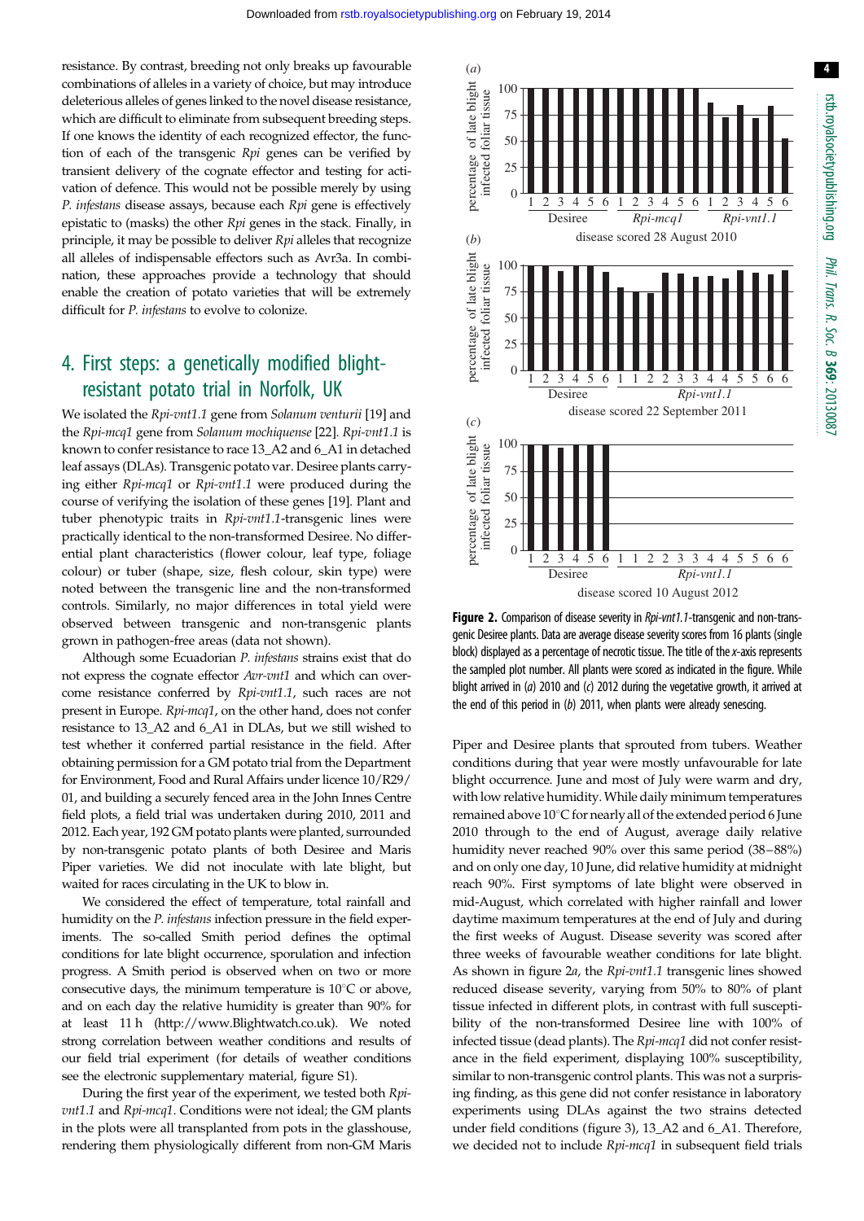resistance. By contrast, breeding not only breaks up favourable combinations of alleles in a variety of choice, but may introduce deleterious alleles of genes linked to the novel disease resistance, which are difficult to eliminate from subsequent breeding steps. If one knows the identity of each recognized effector, the function of each of the transgenic *Rpi* genes can be verified by transient delivery of the cognate effector and testing for activation of defence. This would not be possible merely by using *P. infestans* disease assays, because each *Rpi* gene is effectively epistatic to (masks) the other *Rpi* genes in the stack. Finally, in principle, it may be possible to deliver *Rpi* alleles that recognize all alleles of indispensable effectors such as Avr3a. In combination, these approaches provide a technology that should enable the creation of potato varieties that will be extremely difficult for *P. infestans* to evolve to colonize.

## 4. First steps: a genetically modified blight-resistant potato trial in Norfolk, UK

We isolated the *Rpi-vnt1.1* gene from *Solanum venturii* [19] and the *Rpi-mcq1* gene from *Solanum mochiquense* [22]. *Rpi-vnt1.1* is known to confer resistance to race 13_A2 and 6_A1 in detached leaf assays (DLAs). Transgenic potato var. Desiree plants carrying either *Rpi-mcq1* or *Rpi-vnt1.1* were produced during the course of verifying the isolation of these genes [19]. Plant and tuber phenotypic traits in *Rpi-vnt1.1*-transgenic lines were practically identical to the non-transformed Desiree. No differential plant characteristics (flower colour, leaf type, foliage colour) or tuber (shape, size, flesh colour, skin type) were noted between the transgenic line and the non-transformed controls. Similarly, no major differences in total yield were observed between transgenic and non-transgenic plants grown in pathogen-free areas (data not shown).

Although some Ecuadorian *P. infestans* strains exist that do not express the cognate effector *Avr-vnt1* and which can overcome resistance conferred by *Rpi-vnt1.1*, such races are not present in Europe. *Rpi-mcq1*, on the other hand, does not confer resistance to 13_A2 and 6_A1 in DLAs, but we still wished to test whether it conferred partial resistance in the field. After obtaining permission for a GM potato trial from the Department for Environment, Food and Rural Affairs under licence 10/R29/01, and building a securely fenced area in the John Innes Centre field plots, a field trial was undertaken during 2010, 2011 and 2012. Each year, 192 GM potato plants were planted, surrounded by non-transgenic potato plants of both Desiree and Maris Piper varieties. We did not inoculate with late blight, but waited for races circulating in the UK to blow in.

We considered the effect of temperature, total rainfall and humidity on the *P. infestans* infection pressure in the field experiments. The so-called Smith period defines the optimal conditions for late blight occurrence, sporulation and infection progress. A Smith period is observed when on two or more consecutive days, the minimum temperature is 10°C or above, and on each day the relative humidity is greater than 90% for at least 11 h (http://www.Blightwatch.co.uk). We noted strong correlation between weather conditions and results of our field trial experiment (for details of weather conditions see the electronic supplementary material, figure S1).

During the first year of the experiment, we tested both *Rpi-vnt1.1* and *Rpi-mcq1*. Conditions were not ideal; the GM plants in the plots were all transplanted from pots in the glasshouse, rendering them physiologically different from non-GM Maris Piper and Desiree plants that sprouted from tubers. Weather conditions during that year were mostly unfavourable for late blight occurrence. June and most of July were warm and dry, with low relative humidity. While daily minimum temperatures remained above 10°C for nearly all of the extended period 6 June 2010 through to the end of August, average daily relative humidity never reached 90% over this same period (38–88%) and on only one day, 10 June, did relative humidity at midnight reach 90%. First symptoms of late blight were observed in mid-August, which correlated with higher rainfall and lower daytime maximum temperatures at the end of July and during the first weeks of August. Disease severity was scored after three weeks of favourable weather conditions for late blight. As shown in figure 2*a*, the *Rpi-vnt1.1* transgenic lines showed reduced disease severity, varying from 50% to 80% of plant tissue infected in different plots, in contrast with full susceptibility of the non-transformed Desiree line with 100% of infected tissue (dead plants). The *Rpi-mcq1* did not confer resistance in the field experiment, displaying 100% susceptibility, similar to non-transgenic control plants. This was not a surprising finding, as this gene did not confer resistance in laboratory experiments using DLAs against the two strains detected under field conditions (figure 3), 13_A2 and 6_A1. Therefore, we decided not to include *Rpi-mcq1* in subsequent field trials

**Figure 2.** Comparison of disease severity in *Rpi-vnt1.1*-transgenic and non-transgenic Desiree plants. Data are average disease severity scores from 16 plants (single block) displayed as a percentage of necrotic tissue. The title of the *x*-axis represents the sampled plot number. All plants were scored as indicated in the figure. While blight arrived in (*a*) 2010 and (*c*) 2012 during the vegetative growth, it arrived at the end of this period in (*b*) 2011, when plants were already senescing.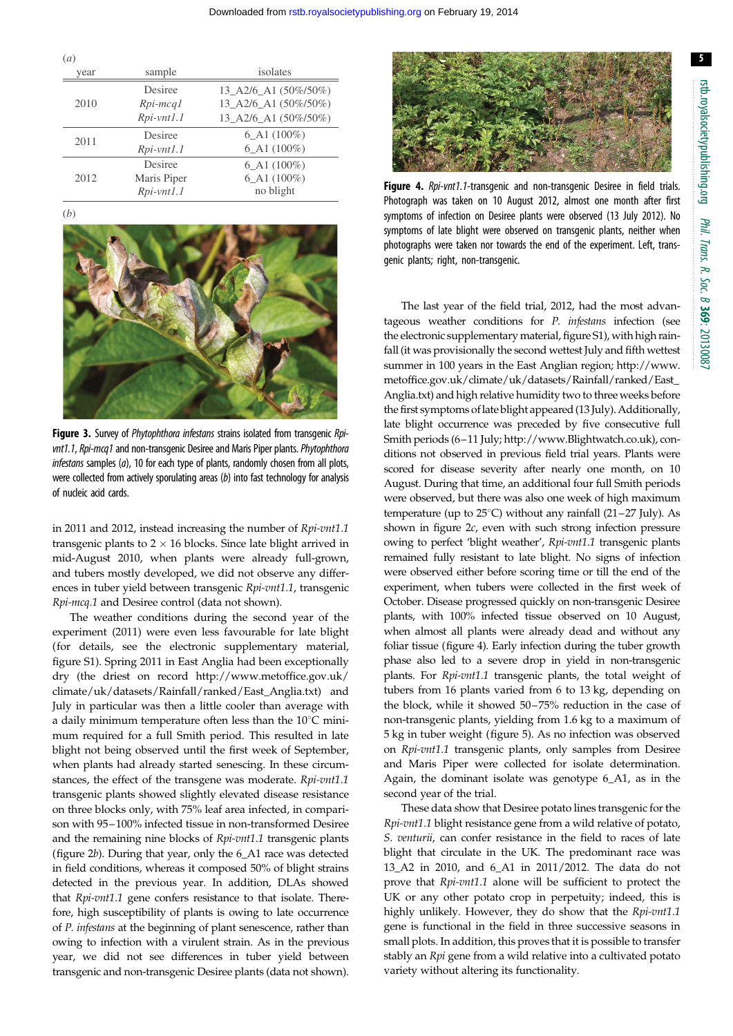(*a*)

| year | sample | isolates |
|---|---|---|
| 2010 | Desiree | 13_A2/6_A1 (50%/50%) |
| | *Rpi-mcq1* | 13_A2/6_A1 (50%/50%) |
| | *Rpi-vnt1.1* | 13_A2/6_A1 (50%/50%) |
| 2011 | Desiree | 6_A1 (100%) |
| | *Rpi-vnt1.1* | 6_A1 (100%) |
| 2012 | Desiree | 6_A1 (100%) |
| | Maris Piper | 6_A1 (100%) |
| | *Rpi-vnt1.1* | no blight |

(*b*)

**Figure 3.** Survey of *Phytophthora infestans* strains isolated from transgenic *Rpi-vnt1.1*, *Rpi-mcq1* and non-transgenic Desiree and Maris Piper plants. *Phytophthora infestans* samples (*a*), 10 for each type of plants, randomly chosen from all plots, were collected from actively sporulating areas (*b*) into fast technology for analysis of nucleic acid cards.

in 2011 and 2012, instead increasing the number of *Rpi-vnt1.1* transgenic plants to $2 \times 16$ blocks. Since late blight arrived in mid-August 2010, when plants were already full-grown, and tubers mostly developed, we did not observe any differences in tuber yield between transgenic *Rpi-vnt1.1*, transgenic *Rpi-mcq.1* and Desiree control (data not shown).

The weather conditions during the second year of the experiment (2011) were even less favourable for late blight (for details, see the electronic supplementary material, figure S1). Spring 2011 in East Anglia had been exceptionally dry (the driest on record http://www.metoffice.gov.uk/climate/uk/datasets/Rainfall/ranked/East_Anglia.txt) and July in particular was then a little cooler than average with a daily minimum temperature often less than the 10°C minimum required for a full Smith period. This resulted in late blight not being observed until the first week of September, when plants had already started senescing. In these circumstances, the effect of the transgene was moderate. *Rpi-vnt1.1* transgenic plants showed slightly elevated disease resistance on three blocks only, with 75% leaf area infected, in comparison with 95–100% infected tissue in non-transformed Desiree and the remaining nine blocks of *Rpi-vnt1.1* transgenic plants (figure 2*b*). During that year, only the 6_A1 race was detected in field conditions, whereas it composed 50% of blight strains detected in the previous year. In addition, DLAs showed that *Rpi-vnt1.1* gene confers resistance to that isolate. Therefore, high susceptibility of plants is owing to late occurrence of *P. infestans* at the beginning of plant senescence, rather than owing to infection with a virulent strain. As in the previous year, we did not see differences in tuber yield between transgenic and non-transgenic Desiree plants (data not shown).

**Figure 4.** *Rpi-vnt1.1*-transgenic and non-transgenic Desiree in field trials. Photograph was taken on 10 August 2012, almost one month after first symptoms of infection on Desiree plants were observed (13 July 2012). No symptoms of late blight were observed on transgenic plants, neither when photographs were taken nor towards the end of the experiment. Left, transgenic plants; right, non-transgenic.

The last year of the field trial, 2012, had the most advantageous weather conditions for *P. infestans* infection (see the electronic supplementary material, figure S1), with high rainfall (it was provisionally the second wettest July and fifth wettest summer in 100 years in the East Anglian region; http://www.metoffice.gov.uk/climate/uk/datasets/Rainfall/ranked/East_Anglia.txt) and high relative humidity two to three weeks before the first symptoms of late blight appeared (13 July). Additionally, late blight occurrence was preceded by five consecutive full Smith periods (6–11 July; http://www.Blightwatch.co.uk), conditions not observed in previous field trial years. Plants were scored for disease severity after nearly one month, on 10 August. During that time, an additional four full Smith periods were observed, but there was also one week of high maximum temperature (up to 25°C) without any rainfall (21–27 July). As shown in figure 2*c*, even with such strong infection pressure owing to perfect 'blight weather', *Rpi-vnt1.1* transgenic plants remained fully resistant to late blight. No signs of infection were observed either before scoring time or till the end of the experiment, when tubers were collected in the first week of October. Disease progressed quickly on non-transgenic Desiree plants, with 100% infected tissue observed on 10 August, when almost all plants were already dead and without any foliar tissue (figure 4). Early infection during the tuber growth phase also led to a severe drop in yield in non-transgenic plants. For *Rpi-vnt1.1* transgenic plants, the total weight of tubers from 16 plants varied from 6 to 13 kg, depending on the block, while it showed 50–75% reduction in the case of non-transgenic plants, yielding from 1.6 kg to a maximum of 5 kg in tuber weight (figure 5). As no infection was observed on *Rpi-vnt1.1* transgenic plants, only samples from Desiree and Maris Piper were collected for isolate determination. Again, the dominant isolate was genotype 6_A1, as in the second year of the trial.

These data show that Desiree potato lines transgenic for the *Rpi-vnt1.1* blight resistance gene from a wild relative of potato, *S. venturii*, can confer resistance in the field to races of late blight that circulate in the UK. The predominant race was 13_A2 in 2010, and 6_A1 in 2011/2012. The data do not prove that *Rpi-vnt1.1* alone will be sufficient to protect the UK or any other potato crop in perpetuity; indeed, this is highly unlikely. However, they do show that the *Rpi-vnt1.1* gene is functional in the field in three successive seasons in small plots. In addition, this proves that it is possible to transfer stably an *Rpi* gene from a wild relative into a cultivated potato variety without altering its functionality.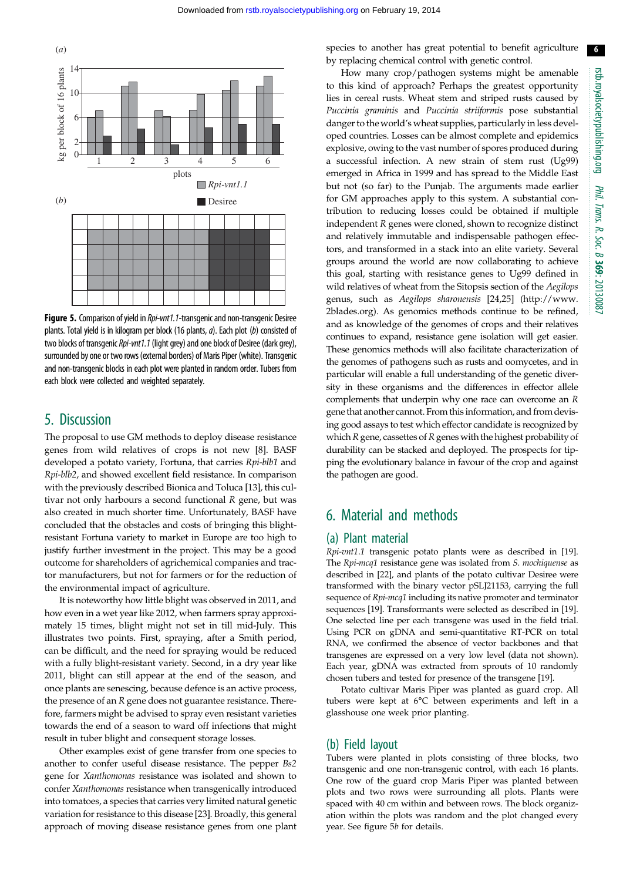(a)

kg per block of 16 plants

14
10
6
2
0

1 2 3 4 5 6

plots

Rpi-vnt1.1

Desiree

(b)

**Figure 5.** Comparison of yield in *Rpi-vnt1.1*-transgenic and non-transgenic Desiree plants. Total yield is in kilogram per block (16 plants, *a*). Each plot (*b*) consisted of two blocks of transgenic *Rpi-vnt1.1* (light grey) and one block of Desiree (dark grey), surrounded by one or two rows (external borders) of Maris Piper (white). Transgenic and non-transgenic blocks in each plot were planted in random order. Tubers from each block were collected and weighted separately.

## 5. Discussion

The proposal to use GM methods to deploy disease resistance genes from wild relatives of crops is not new [8]. BASF developed a potato variety, Fortuna, that carries *Rpi-blb1* and *Rpi-blb2*, and showed excellent field resistance. In comparison with the previously described Bionica and Toluca [13], this cultivar not only harbours a second functional *R* gene, but was also created in much shorter time. Unfortunately, BASF have concluded that the obstacles and costs of bringing this blight-resistant Fortuna variety to market in Europe are too high to justify further investment in the project. This may be a good outcome for shareholders of agrichemical companies and tractor manufacturers, but not for farmers or for the reduction of the environmental impact of agriculture.

It is noteworthy how little blight was observed in 2011, and how even in a wet year like 2012, when farmers spray approximately 15 times, blight might not set in till mid-July. This illustrates two points. First, spraying, after a Smith period, can be difficult, and the need for spraying would be reduced with a fully blight-resistant variety. Second, in a dry year like 2011, blight can still appear at the end of the season, and once plants are senescing, because defence is an active process, the presence of an *R* gene does not guarantee resistance. Therefore, farmers might be advised to spray even resistant varieties towards the end of a season to ward off infections that might result in tuber blight and consequent storage losses.

Other examples exist of gene transfer from one species to another to confer useful disease resistance. The pepper *Bs2* gene for *Xanthomonas* resistance was isolated and shown to confer *Xanthomonas* resistance when transgenically introduced into tomatoes, a species that carries very limited natural genetic variation for resistance to this disease [23]. Broadly, this general approach of moving disease resistance genes from one plant species to another has great potential to benefit agriculture by replacing chemical control with genetic control.

How many crop/pathogen systems might be amenable to this kind of approach? Perhaps the greatest opportunity lies in cereal rusts. Wheat stem and striped rusts caused by *Puccinia graminis* and *Puccinia striiformis* pose substantial danger to the world's wheat supplies, particularly in less developed countries. Losses can be almost complete and epidemics explosive, owing to the vast number of spores produced during a successful infection. A new strain of stem rust (Ug99) emerged in Africa in 1999 and has spread to the Middle East but not (so far) to the Punjab. The arguments made earlier for GM approaches apply to this system. A substantial contribution to reducing losses could be obtained if multiple independent *R* genes were cloned, shown to recognize distinct and relatively immutable and indispensable pathogen effectors, and transformed in a stack into an elite variety. Several groups around the world are now collaborating to achieve this goal, starting with resistance genes to Ug99 defined in wild relatives of wheat from the Sitopsis section of the *Aegilops* genus, such as *Aegilops sharonensis* [24,25] (http://www.2blades.org). As genomics methods continue to be refined, and as knowledge of the genomes of crops and their relatives continues to expand, resistance gene isolation will get easier. These genomics methods will also facilitate characterization of the genomes of pathogens such as rusts and oomycetes, and in particular will enable a full understanding of the genetic diversity in these organisms and the differences in effector allele complements that underpin why one race can overcome an *R* gene that another cannot. From this information, and from devising good assays to test which effector candidate is recognized by which *R* gene, cassettes of *R* genes with the highest probability of durability can be stacked and deployed. The prospects for tipping the evolutionary balance in favour of the crop and against the pathogen are good.

## 6. Material and methods

### (a) Plant material

*Rpi-vnt1.1* transgenic potato plants were as described in [19]. The *Rpi-mcq1* resistance gene was isolated from *S. mochiquense* as described in [22], and plants of the potato cultivar Desiree were transformed with the binary vector pSLJ21153, carrying the full sequence of *Rpi-mcq1* including its native promoter and terminator sequences [19]. Transformants were selected as described in [19]. One selected line per each transgene was used in the field trial. Using PCR on gDNA and semi-quantitative RT-PCR on total RNA, we confirmed the absence of vector backbones and that transgenes are expressed on a very low level (data not shown). Each year, gDNA was extracted from sprouts of 10 randomly chosen tubers and tested for presence of the transgene [19].

Potato cultivar Maris Piper was planted as guard crop. All tubers were kept at 6°C between experiments and left in a glasshouse one week prior planting.

### (b) Field layout

Tubers were planted in plots consisting of three blocks, two transgenic and one non-transgenic control, with each 16 plants. One row of the guard crop Maris Piper was planted between plots and two rows were surrounding all plots. Plants were spaced with 40 cm within and between rows. The block organization within the plots was random and the plot changed every year. See figure 5*b* for details.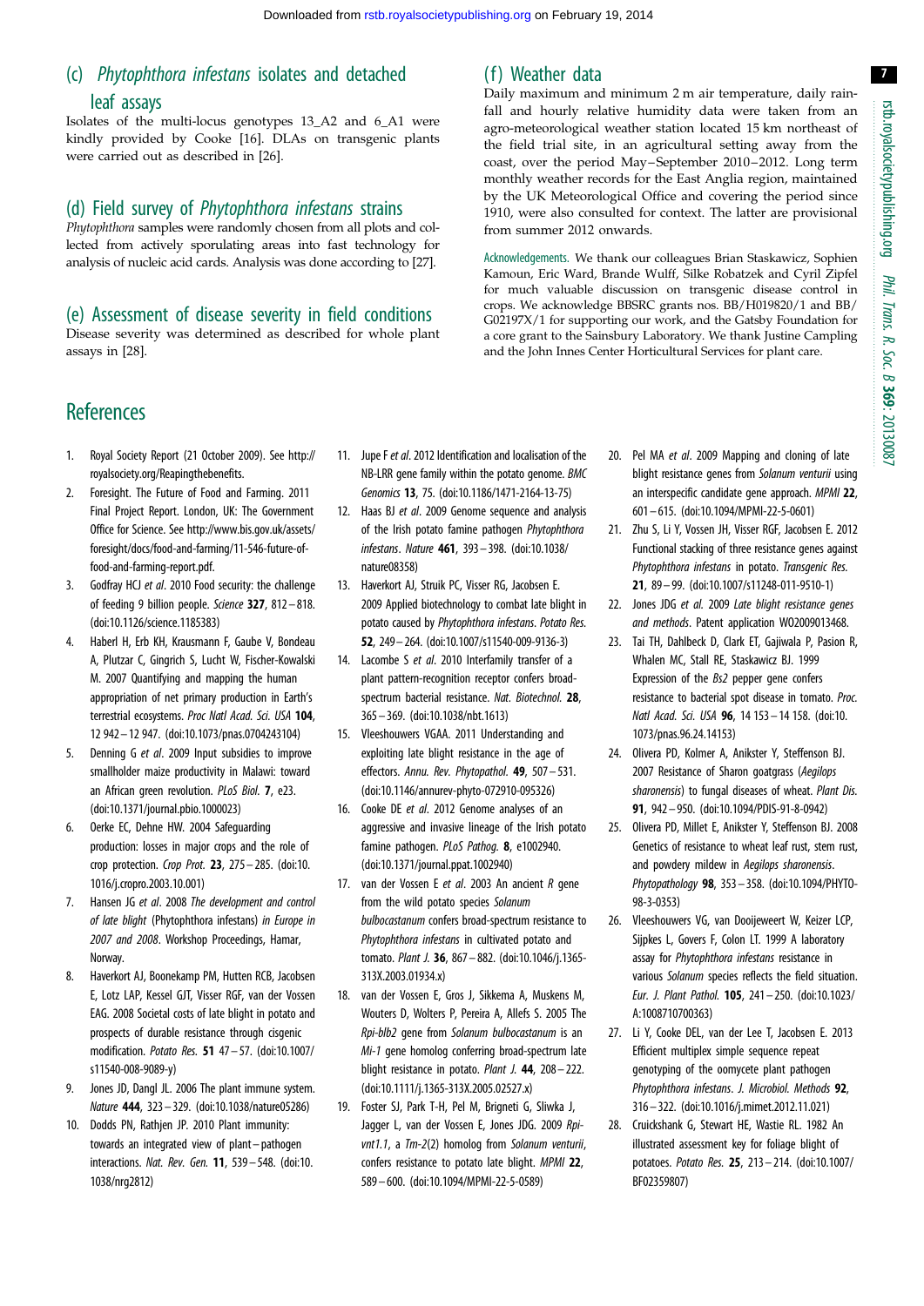### (c) *Phytophthora infestans* isolates and detached leaf assays

Isolates of the multi-locus genotypes 13_A2 and 6_A1 were kindly provided by Cooke [16]. DLAs on transgenic plants were carried out as described in [26].

### (d) Field survey of *Phytophthora infestans* strains

*Phytophthora* samples were randomly chosen from all plots and collected from actively sporulating areas into fast technology for analysis of nucleic acid cards. Analysis was done according to [27].

### (e) Assessment of disease severity in field conditions

Disease severity was determined as described for whole plant assays in [28].

### (f) Weather data

Daily maximum and minimum 2 m air temperature, daily rainfall and hourly relative humidity data were taken from an agro-meteorological weather station located 15 km northeast of the field trial site, in an agricultural setting away from the coast, over the period May–September 2010–2012. Long term monthly weather records for the East Anglia region, maintained by the UK Meteorological Office and covering the period since 1910, were also consulted for context. The latter are provisional from summer 2012 onwards.

Acknowledgements. We thank our colleagues Brian Staskawicz, Sophien Kamoun, Eric Ward, Brande Wulff, Silke Robatzek and Cyril Zipfel for much valuable discussion on transgenic disease control in crops. We acknowledge BBSRC grants nos. BB/H019820/1 and BB/G02197X/1 for supporting our work, and the Gatsby Foundation for a core grant to the Sainsbury Laboratory. We thank Justine Campling and the John Innes Center Horticultural Services for plant care.

## References

1. Royal Society Report (21 October 2009). See http://royalsociety.org/Reapingthebenefits.
2. Foresight. The Future of Food and Farming. 2011 Final Project Report. London, UK: The Government Office for Science. See http://www.bis.gov.uk/assets/foresight/docs/food-and-farming/11-546-future-of-food-and-farming-report.pdf.
3. Godfray HCJ *et al*. 2010 Food security: the challenge of feeding 9 billion people. *Science* **327**, 812–818. (doi:10.1126/science.1185383)
4. Haberl H, Erb KH, Krausmann F, Gaube V, Bondeau A, Plutzar C, Gingrich S, Lucht W, Fischer-Kowalski M. 2007 Quantifying and mapping the human appropriation of net primary production in Earth's terrestrial ecosystems. *Proc Natl Acad. Sci. USA* **104**, 12 942–12 947. (doi:10.1073/pnas.0704243104)
5. Denning G *et al*. 2009 Input subsidies to improve smallholder maize productivity in Malawi: toward an African green revolution. *PLoS Biol.* **7**, e23. (doi:10.1371/journal.pbio.1000023)
6. Oerke EC, Dehne HW. 2004 Safeguarding production: losses in major crops and the role of crop protection. *Crop Prot.* **23**, 275–285. (doi:10.1016/j.cropro.2003.10.001)
7. Hansen JG *et al*. 2008 *The development and control of late blight* (Phytophthora infestans) *in Europe in 2007 and 2008*. Workshop Proceedings, Hamar, Norway.
8. Haverkort AJ, Boonekamp PM, Hutten RCB, Jacobsen E, Lotz LAP, Kessel GJT, Visser RGF, van der Vossen EAG. 2008 Societal costs of late blight in potato and prospects of durable resistance through cisgenic modification. *Potato Res.* **51** 47–57. (doi:10.1007/s11540-008-9089-y)
9. Jones JD, Dangl JL. 2006 The plant immune system. *Nature* **444**, 323–329. (doi:10.1038/nature05286)
10. Dodds PN, Rathjen JP. 2010 Plant immunity: towards an integrated view of plant–pathogen interactions. *Nat. Rev. Gen.* **11**, 539–548. (doi:10.1038/nrg2812)
11. Jupe F *et al*. 2012 Identification and localisation of the NB-LRR gene family within the potato genome. *BMC Genomics* **13**, 75. (doi:10.1186/1471-2164-13-75)
12. Haas BJ *et al*. 2009 Genome sequence and analysis of the Irish potato famine pathogen *Phytophthora infestans*. *Nature* **461**, 393–398. (doi:10.1038/nature08358)
13. Haverkort AJ, Struik PC, Visser RG, Jacobsen E. 2009 Applied biotechnology to combat late blight in potato caused by *Phytophthora infestans*. *Potato Res.* **52**, 249–264. (doi:10.1007/s11540-009-9136-3)
14. Lacombe S *et al*. 2010 Interfamily transfer of a plant pattern-recognition receptor confers broad-spectrum bacterial resistance. *Nat. Biotechnol.* **28**, 365–369. (doi:10.1038/nbt.1613)
15. Vleeshouwers VGAA. 2011 Understanding and exploiting late blight resistance in the age of effectors. *Annu. Rev. Phytopathol.* **49**, 507–531. (doi:10.1146/annurev-phyto-072910-095326)
16. Cooke DE *et al*. 2012 Genome analyses of an aggressive and invasive lineage of the Irish potato famine pathogen. *PLoS Pathog.* **8**, e1002940. (doi:10.1371/journal.ppat.1002940)
17. van der Vossen E *et al*. 2003 An ancient *R* gene from the wild potato species *Solanum bulbocastanum* confers broad-spectrum resistance to *Phytophthora infestans* in cultivated potato and tomato. *Plant J.* **36**, 867–882. (doi:10.1046/j.1365-313X.2003.01934.x)
18. van der Vossen E, Gros J, Sikkema A, Muskens M, Wouters D, Wolters P, Pereira A, Allefs S. 2005 The *Rpi-blb2* gene from *Solanum bulbocastanum* is an *Mi-1* gene homolog conferring broad-spectrum late blight resistance in potato. *Plant J.* **44**, 208–222. (doi:10.1111/j.1365-313X.2005.02527.x)
19. Foster SJ, Park T-H, Pel M, Brigneti G, Sliwka J, Jagger L, van der Vossen E, Jones JDG. 2009 *Rpi-vnt1.1*, a *Tm-2*(2) homolog from *Solanum venturii*, confers resistance to potato late blight. *MPMI* **22**, 589–600. (doi:10.1094/MPMI-22-5-0589)
20. Pel MA *et al*. 2009 Mapping and cloning of late blight resistance genes from *Solanum venturii* using an interspecific candidate gene approach. *MPMI* **22**, 601–615. (doi:10.1094/MPMI-22-5-0601)
21. Zhu S, Li Y, Vossen JH, Visser RGF, Jacobsen E. 2012 Functional stacking of three resistance genes against *Phytophthora infestans* in potato. *Transgenic Res.* **21**, 89–99. (doi:10.1007/s11248-011-9510-1)
22. Jones JDG *et al.* 2009 *Late blight resistance genes and methods*. Patent application WO2009013468.
23. Tai TH, Dahlbeck D, Clark ET, Gajiwala P, Pasion R, Whalen MC, Stall RE, Staskawicz BJ. 1999 Expression of the *Bs2* pepper gene confers resistance to bacterial spot disease in tomato. *Proc. Natl Acad. Sci. USA* **96**, 14 153–14 158. (doi:10.1073/pnas.96.24.14153)
24. Olivera PD, Kolmer A, Anikster Y, Steffenson BJ. 2007 Resistance of Sharon goatgrass (*Aegilops sharonensis*) to fungal diseases of wheat. *Plant Dis.* **91**, 942–950. (doi:10.1094/PDIS-91-8-0942)
25. Olivera PD, Millet E, Anikster Y, Steffenson BJ. 2008 Genetics of resistance to wheat leaf rust, stem rust, and powdery mildew in *Aegilops sharonensis*. *Phytopathology* **98**, 353–358. (doi:10.1094/PHYTO-98-3-0353)
26. Vleeshouwers VG, van Dooijeweert W, Keizer LCP, Sijpkes L, Govers F, Colon LT. 1999 A laboratory assay for *Phytophthora infestans* resistance in various *Solanum* species reflects the field situation. *Eur. J. Plant Pathol.* **105**, 241–250. (doi:10.1023/A:1008710700363)
27. Li Y, Cooke DEL, van der Lee T, Jacobsen E. 2013 Efficient multiplex simple sequence repeat genotyping of the oomycete plant pathogen *Phytophthora infestans*. *J. Microbiol. Methods* **92**, 316–322. (doi:10.1016/j.mimet.2012.11.021)
28. Cruickshank G, Stewart HE, Wastie RL. 1982 An illustrated assessment key for foliage blight of potatoes. *Potato Res.* **25**, 213–214. (doi:10.1007/BF02359807)